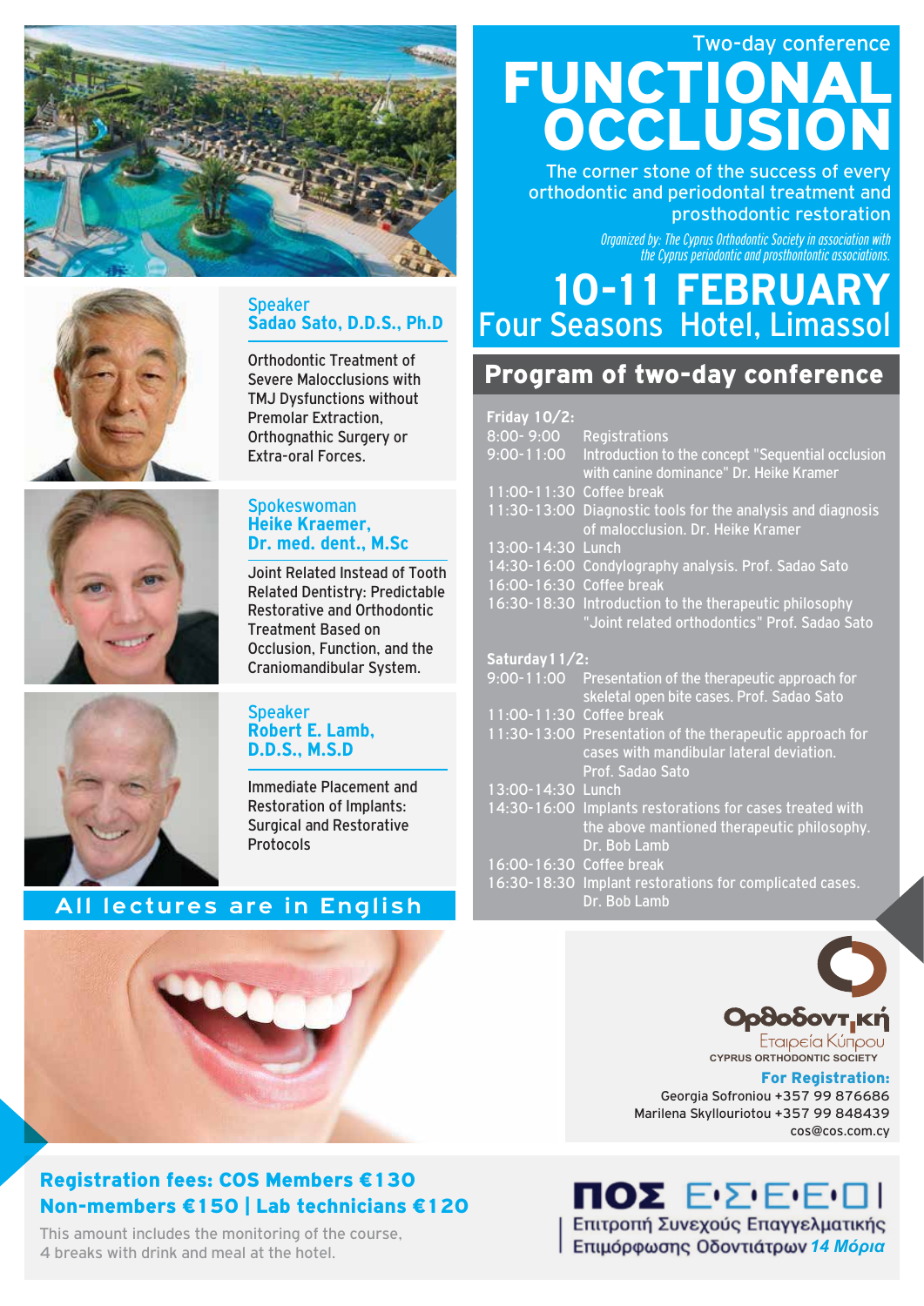Two-day conference

# FUNCTIONAL OCCLUSION

The corner stone of the success of every orthodontic and periodontal treatment and prosthodontic restoration

*Organized by: The Cyprus Orthodontic Society in association with the Cyprus periodontic and prosthontontic associations.*

## 10-11 FEBRUARY

Four Seasons Hotel, Limassol

Speaker
**Sadao Sato, D.D.S., Ph.D**

Orthodontic Treatment of Severe Malocclusions with TMJ Dysfunctions without Premolar Extraction, Orthognathic Surgery or Extra-oral Forces.

Spokeswoman
**Heike Kraemer, Dr. med. dent., M.Sc**

Joint Related Instead of Tooth Related Dentistry: Predictable Restorative and Orthodontic Treatment Based on Occlusion, Function, and the Craniomandibular System.

Speaker
**Robert E. Lamb, D.D.S., M.S.D**

Immediate Placement and Restoration of Implants: Surgical and Restorative Protocols

**All lectures are in English**

## Program of two-day conference

**Friday 10/2:**

| | |
|---|---|
| 8:00- 9:00 | Registrations |
| 9:00-11:00 | Introduction to the concept "Sequential occlusion with canine dominance" Dr. Heike Kramer |
| 11:00-11:30 | Coffee break |
| 11:30-13:00 | Diagnostic tools for the analysis and diagnosis of malocclusion. Dr. Heike Kramer |
| 13:00-14:30 | Lunch |
| 14:30-16:00 | Condylography analysis. Prof. Sadao Sato |
| 16:00-16:30 | Coffee break |
| 16:30-18:30 | Introduction to the therapeutic philosophy "Joint related orthodontics" Prof. Sadao Sato |

**Saturday 11/2:**

| | |
|---|---|
| 9:00-11:00 | Presentation of the therapeutic approach for skeletal open bite cases. Prof. Sadao Sato |
| 11:00-11:30 | Coffee break |
| 11:30-13:00 | Presentation of the therapeutic approach for cases with mandibular lateral deviation. Prof. Sadao Sato |
| 13:00-14:30 | Lunch |
| 14:30-16:00 | Implants restorations for cases treated with the above mantioned therapeutic philosophy. Dr. Bob Lamb |
| 16:00-16:30 | Coffee break |
| 16:30-18:30 | Implant restorations for complicated cases. Dr. Bob Lamb |

Ορθοδοντική Εταιρεία Κύπρου
CYPRUS ORTHODONTIC SOCIETY

**For Registration:**
Georgia Sofroniou +357 99 876686
Marilena Skyllouriotou +357 99 848439
cos@cos.com.cy

**Registration fees: COS Members €130**
**Non-members €150 | Lab technicians €120**

This amount includes the monitoring of the course, 4 breaks with drink and meal at the hotel.

ΠΟΣ Ε·Σ·Ε·Ε·Ο
Επιτροπή Συνεχούς Επαγγελματικής Επιμόρφωσης Οδοντιάτρων *14 Μόρια*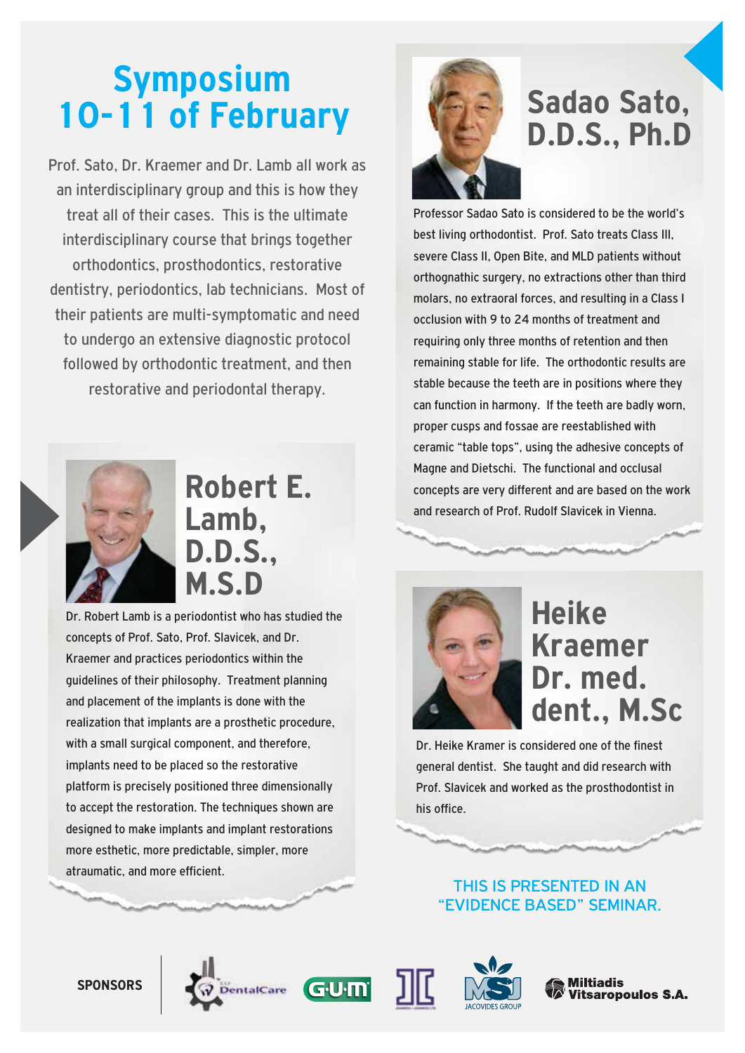# Symposium 10-11 of February

Prof. Sato, Dr. Kraemer and Dr. Lamb all work as an interdisciplinary group and this is how they treat all of their cases. This is the ultimate interdisciplinary course that brings together orthodontics, prosthodontics, restorative dentistry, periodontics, lab technicians. Most of their patients are multi-symptomatic and need to undergo an extensive diagnostic protocol followed by orthodontic treatment, and then restorative and periodontal therapy.

## Sadao Sato, D.D.S., Ph.D

Professor Sadao Sato is considered to be the world's best living orthodontist. Prof. Sato treats Class III, severe Class II, Open Bite, and MLD patients without orthognathic surgery, no extractions other than third molars, no extraoral forces, and resulting in a Class I occlusion with 9 to 24 months of treatment and requiring only three months of retention and then remaining stable for life. The orthodontic results are stable because the teeth are in positions where they can function in harmony. If the teeth are badly worn, proper cusps and fossae are reestablished with ceramic "table tops", using the adhesive concepts of Magne and Dietschi. The functional and occlusal concepts are very different and are based on the work and research of Prof. Rudolf Slavicek in Vienna.

## Robert E. Lamb, D.D.S., M.S.D

Dr. Robert Lamb is a periodontist who has studied the concepts of Prof. Sato, Prof. Slavicek, and Dr. Kraemer and practices periodontics within the guidelines of their philosophy. Treatment planning and placement of the implants is done with the realization that implants are a prosthetic procedure, with a small surgical component, and therefore, implants need to be placed so the restorative platform is precisely positioned three dimensionally to accept the restoration. The techniques shown are designed to make implants and implant restorations more esthetic, more predictable, simpler, more atraumatic, and more efficient.

## Heike Kraemer Dr. med. dent., M.Sc

Dr. Heike Kramer is considered one of the finest general dentist. She taught and did research with Prof. Slavicek and worked as the prosthodontist in his office.

THIS IS PRESENTED IN AN "EVIDENCE BASED" SEMINAR.

**SPONSORS**

DentalCare | G·U·M | Miltiadis Vitsaropoulos S.A.